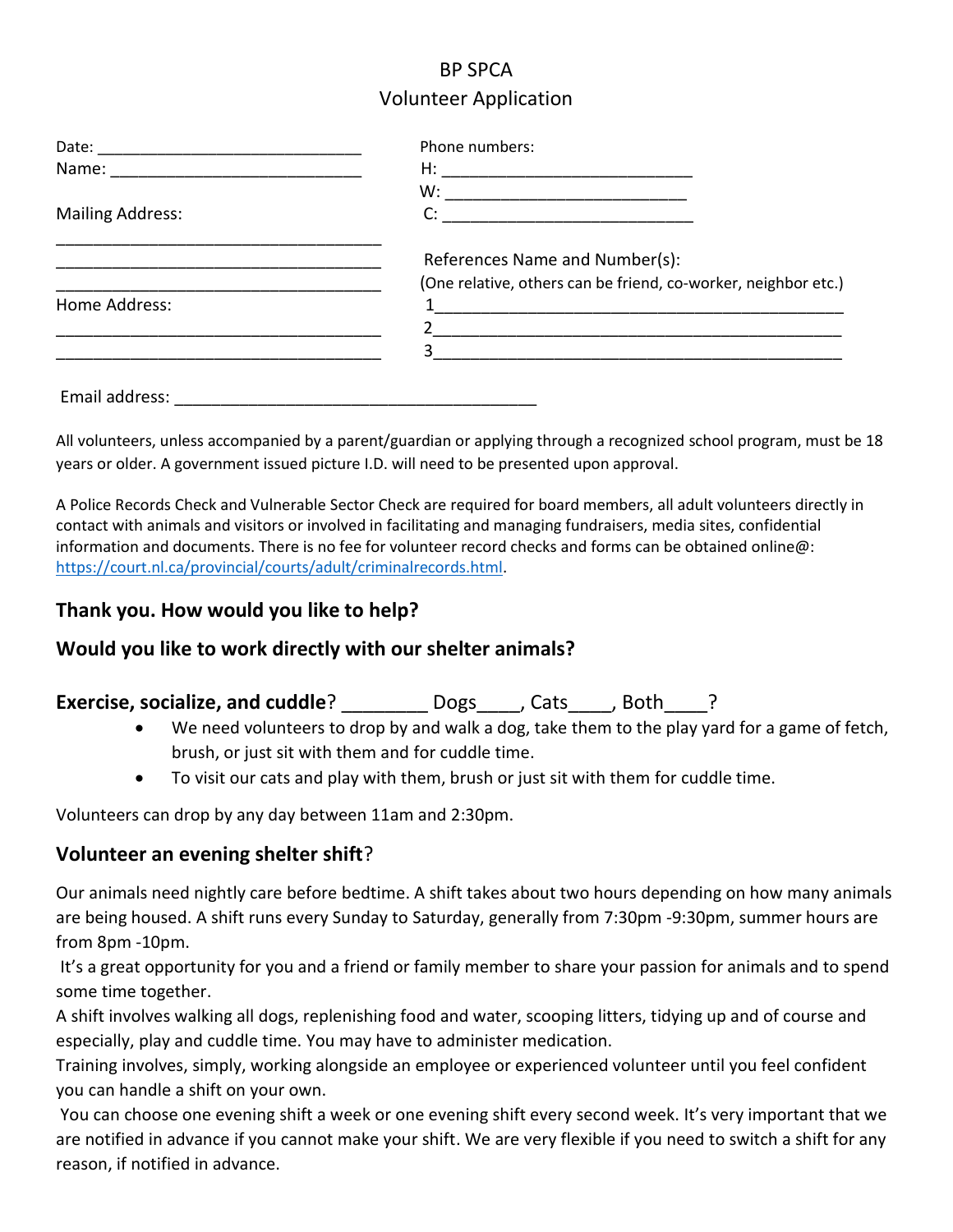# BP SPCA

## Volunteer Application

Date: ______________________________

Name: ____________________________

Mailing Address:

___________________________________

___________________________________

___________________________________

Home Address:

___________________________________

___________________________________

Phone numbers:

H: ___________________________

W: __________________________

C: ___________________________

References Name and Number(s):

(One relative, others can be friend, co-worker, neighbor etc.)

1_______________________________________________

2_______________________________________________

3_______________________________________________

Email address: ________________________________________

All volunteers, unless accompanied by a parent/guardian or applying through a recognized school program, must be 18 years or older. A government issued picture I.D. will need to be presented upon approval.

A Police Records Check and Vulnerable Sector Check are required for board members, all adult volunteers directly in contact with animals and visitors or involved in facilitating and managing fundraisers, media sites, confidential information and documents. There is no fee for volunteer record checks and forms can be obtained online@: https://court.nl.ca/provincial/courts/adult/criminalrecords.html.

### Thank you. How would you like to help?

### Would you like to work directly with our shelter animals?

### **Exercise, socialize, and cuddle**? ________ Dogs____, Cats____, Both____?

- We need volunteers to drop by and walk a dog, take them to the play yard for a game of fetch, brush, or just sit with them and for cuddle time.
- To visit our cats and play with them, brush or just sit with them for cuddle time.

Volunteers can drop by any day between 11am and 2:30pm.

### **Volunteer an evening shelter shift**?

Our animals need nightly care before bedtime. A shift takes about two hours depending on how many animals are being housed. A shift runs every Sunday to Saturday, generally from 7:30pm -9:30pm, summer hours are from 8pm -10pm.

It's a great opportunity for you and a friend or family member to share your passion for animals and to spend some time together.

A shift involves walking all dogs, replenishing food and water, scooping litters, tidying up and of course and especially, play and cuddle time. You may have to administer medication.

Training involves, simply, working alongside an employee or experienced volunteer until you feel confident you can handle a shift on your own.

You can choose one evening shift a week or one evening shift every second week. It's very important that we are notified in advance if you cannot make your shift. We are very flexible if you need to switch a shift for any reason, if notified in advance.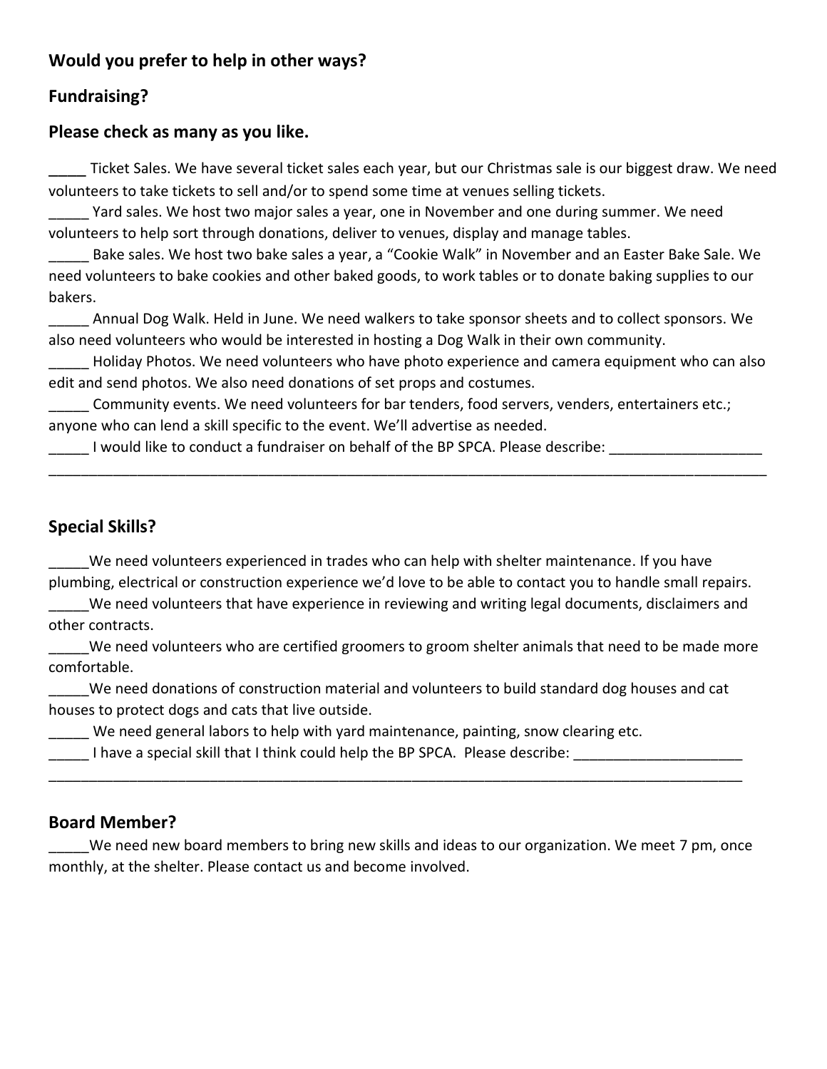**Would you prefer to help in other ways?**

**Fundraising?**

**Please check as many as you like.**

____ Ticket Sales. We have several ticket sales each year, but our Christmas sale is our biggest draw. We need volunteers to take tickets to sell and/or to spend some time at venues selling tickets.

_____ Yard sales. We host two major sales a year, one in November and one during summer. We need volunteers to help sort through donations, deliver to venues, display and manage tables.

_____ Bake sales. We host two bake sales a year, a "Cookie Walk" in November and an Easter Bake Sale. We need volunteers to bake cookies and other baked goods, to work tables or to donate baking supplies to our bakers.

_____ Annual Dog Walk. Held in June. We need walkers to take sponsor sheets and to collect sponsors. We also need volunteers who would be interested in hosting a Dog Walk in their own community.

_____ Holiday Photos. We need volunteers who have photo experience and camera equipment who can also edit and send photos. We also need donations of set props and costumes.

_____ Community events. We need volunteers for bar tenders, food servers, venders, entertainers etc.; anyone who can lend a skill specific to the event. We'll advertise as needed.

_____ I would like to conduct a fundraiser on behalf of the BP SPCA. Please describe: ___________________
_____________________________________________________________________________________

**Special Skills?**

_____We need volunteers experienced in trades who can help with shelter maintenance. If you have plumbing, electrical or construction experience we'd love to be able to contact you to handle small repairs.

_____We need volunteers that have experience in reviewing and writing legal documents, disclaimers and other contracts.

_____We need volunteers who are certified groomers to groom shelter animals that need to be made more comfortable.

_____We need donations of construction material and volunteers to build standard dog houses and cat houses to protect dogs and cats that live outside.

_____ We need general labors to help with yard maintenance, painting, snow clearing etc.

_____ I have a special skill that I think could help the BP SPCA. Please describe: _____________________
_____________________________________________________________________________________

**Board Member?**

_____We need new board members to bring new skills and ideas to our organization. We meet 7 pm, once monthly, at the shelter. Please contact us and become involved.